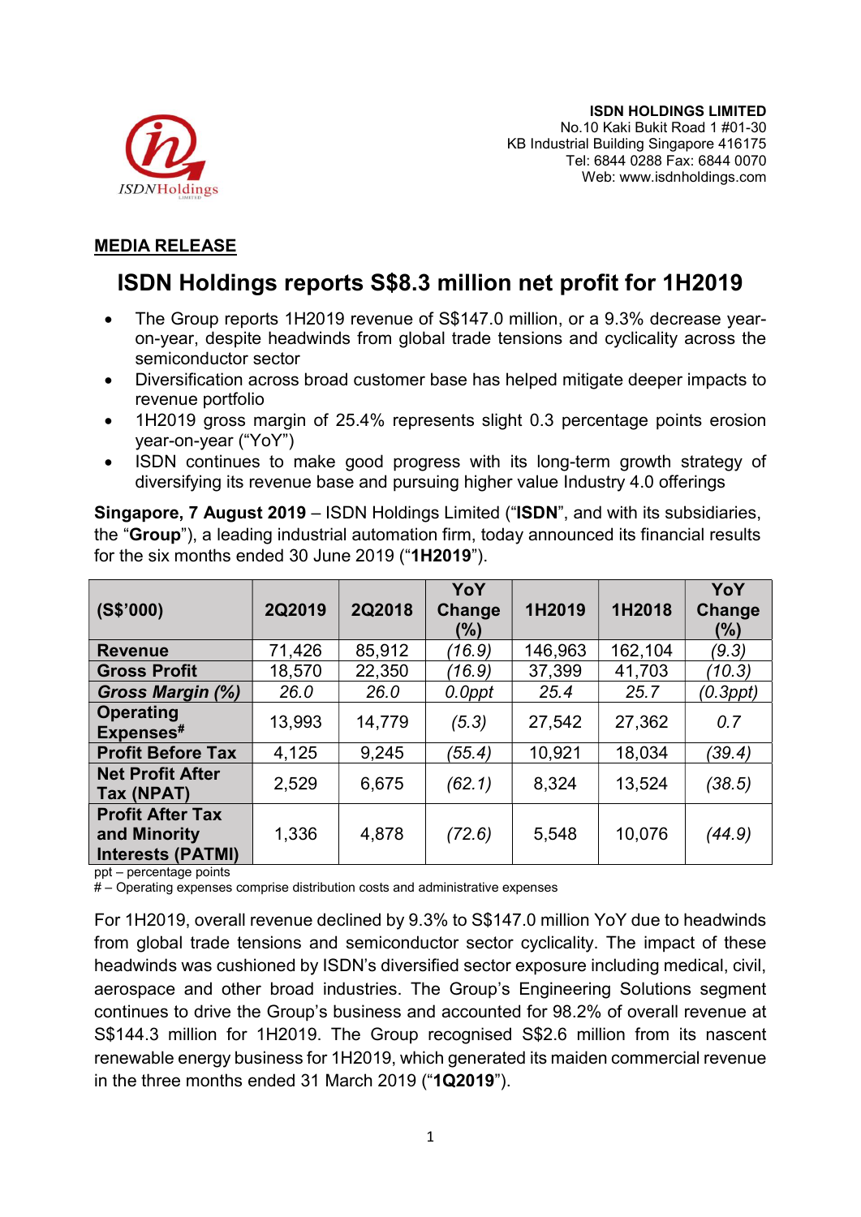**ISDN HOLDINGS LIMITED**
No.10 Kaki Bukit Road 1 #01-30
KB Industrial Building Singapore 416175
Tel: 6844 0288 Fax: 6844 0070
Web: www.isdnholdings.com

**MEDIA RELEASE**

# ISDN Holdings reports S$8.3 million net profit for 1H2019

- The Group reports 1H2019 revenue of S$147.0 million, or a 9.3% decrease year-on-year, despite headwinds from global trade tensions and cyclicality across the semiconductor sector
- Diversification across broad customer base has helped mitigate deeper impacts to revenue portfolio
- 1H2019 gross margin of 25.4% represents slight 0.3 percentage points erosion year-on-year ("YoY")
- ISDN continues to make good progress with its long-term growth strategy of diversifying its revenue base and pursuing higher value Industry 4.0 offerings

**Singapore, 7 August 2019** – ISDN Holdings Limited ("**ISDN**", and with its subsidiaries, the "**Group**"), a leading industrial automation firm, today announced its financial results for the six months ended 30 June 2019 ("**1H2019**").

| (S$'000) | 2Q2019 | 2Q2018 | YoY Change (%) | 1H2019 | 1H2018 | YoY Change (%) |
|---|---|---|---|---|---|---|
| **Revenue** | 71,426 | 85,912 | *(16.9)* | 146,963 | 162,104 | *(9.3)* |
| **Gross Profit** | 18,570 | 22,350 | *(16.9)* | 37,399 | 41,703 | *(10.3)* |
| ***Gross Margin (%)*** | *26.0* | *26.0* | *0.0ppt* | *25.4* | *25.7* | *(0.3ppt)* |
| **Operating Expenses#** | 13,993 | 14,779 | *(5.3)* | 27,542 | 27,362 | *0.7* |
| **Profit Before Tax** | 4,125 | 9,245 | *(55.4)* | 10,921 | 18,034 | *(39.4)* |
| **Net Profit After Tax (NPAT)** | 2,529 | 6,675 | *(62.1)* | 8,324 | 13,524 | *(38.5)* |
| **Profit After Tax and Minority Interests (PATMI)** | 1,336 | 4,878 | *(72.6)* | 5,548 | 10,076 | *(44.9)* |

ppt – percentage points
# – Operating expenses comprise distribution costs and administrative expenses

For 1H2019, overall revenue declined by 9.3% to S$147.0 million YoY due to headwinds from global trade tensions and semiconductor sector cyclicality. The impact of these headwinds was cushioned by ISDN's diversified sector exposure including medical, civil, aerospace and other broad industries. The Group's Engineering Solutions segment continues to drive the Group's business and accounted for 98.2% of overall revenue at S$144.3 million for 1H2019. The Group recognised S$2.6 million from its nascent renewable energy business for 1H2019, which generated its maiden commercial revenue in the three months ended 31 March 2019 ("**1Q2019**").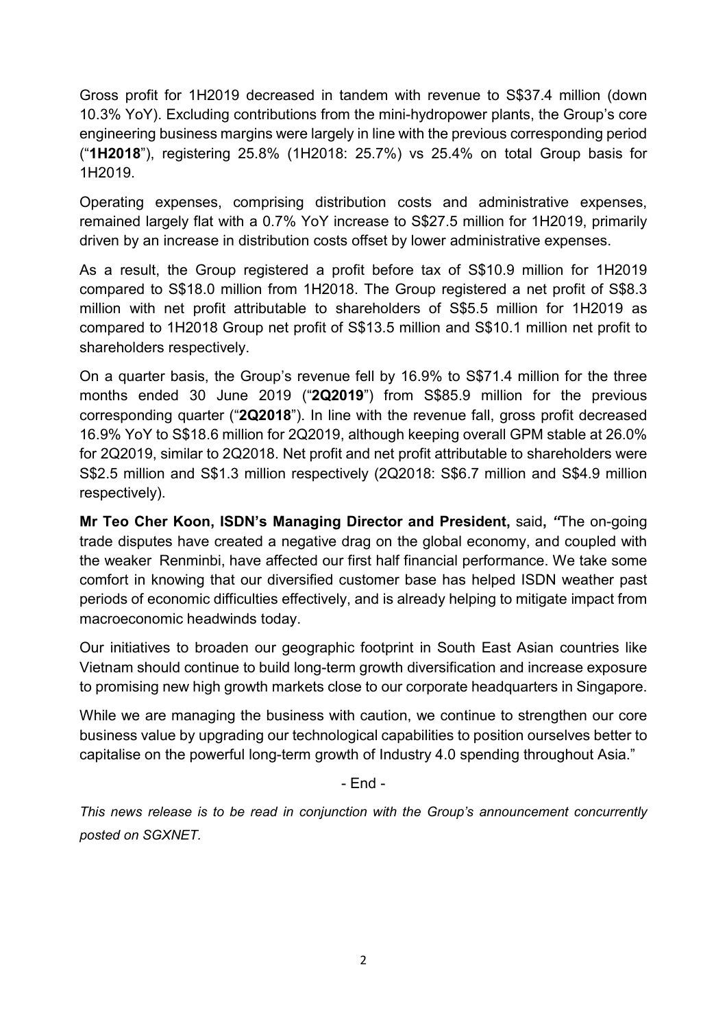Gross profit for 1H2019 decreased in tandem with revenue to S$37.4 million (down 10.3% YoY). Excluding contributions from the mini-hydropower plants, the Group's core engineering business margins were largely in line with the previous corresponding period ("**1H2018**"), registering 25.8% (1H2018: 25.7%) vs 25.4% on total Group basis for 1H2019.

Operating expenses, comprising distribution costs and administrative expenses, remained largely flat with a 0.7% YoY increase to S$27.5 million for 1H2019, primarily driven by an increase in distribution costs offset by lower administrative expenses.

As a result, the Group registered a profit before tax of S$10.9 million for 1H2019 compared to S$18.0 million from 1H2018. The Group registered a net profit of S$8.3 million with net profit attributable to shareholders of S$5.5 million for 1H2019 as compared to 1H2018 Group net profit of S$13.5 million and S$10.1 million net profit to shareholders respectively.

On a quarter basis, the Group's revenue fell by 16.9% to S$71.4 million for the three months ended 30 June 2019 ("**2Q2019**") from S$85.9 million for the previous corresponding quarter ("**2Q2018**"). In line with the revenue fall, gross profit decreased 16.9% YoY to S$18.6 million for 2Q2019, although keeping overall GPM stable at 26.0% for 2Q2019, similar to 2Q2018. Net profit and net profit attributable to shareholders were S$2.5 million and S$1.3 million respectively (2Q2018: S$6.7 million and S$4.9 million respectively).

**Mr Teo Cher Koon, ISDN's Managing Director and President,** said**,** *"*The on-going trade disputes have created a negative drag on the global economy, and coupled with the weaker Renminbi, have affected our first half financial performance. We take some comfort in knowing that our diversified customer base has helped ISDN weather past periods of economic difficulties effectively, and is already helping to mitigate impact from macroeconomic headwinds today.

Our initiatives to broaden our geographic footprint in South East Asian countries like Vietnam should continue to build long-term growth diversification and increase exposure to promising new high growth markets close to our corporate headquarters in Singapore.

While we are managing the business with caution, we continue to strengthen our core business value by upgrading our technological capabilities to position ourselves better to capitalise on the powerful long-term growth of Industry 4.0 spending throughout Asia."

- End -

*This news release is to be read in conjunction with the Group's announcement concurrently posted on SGXNET.*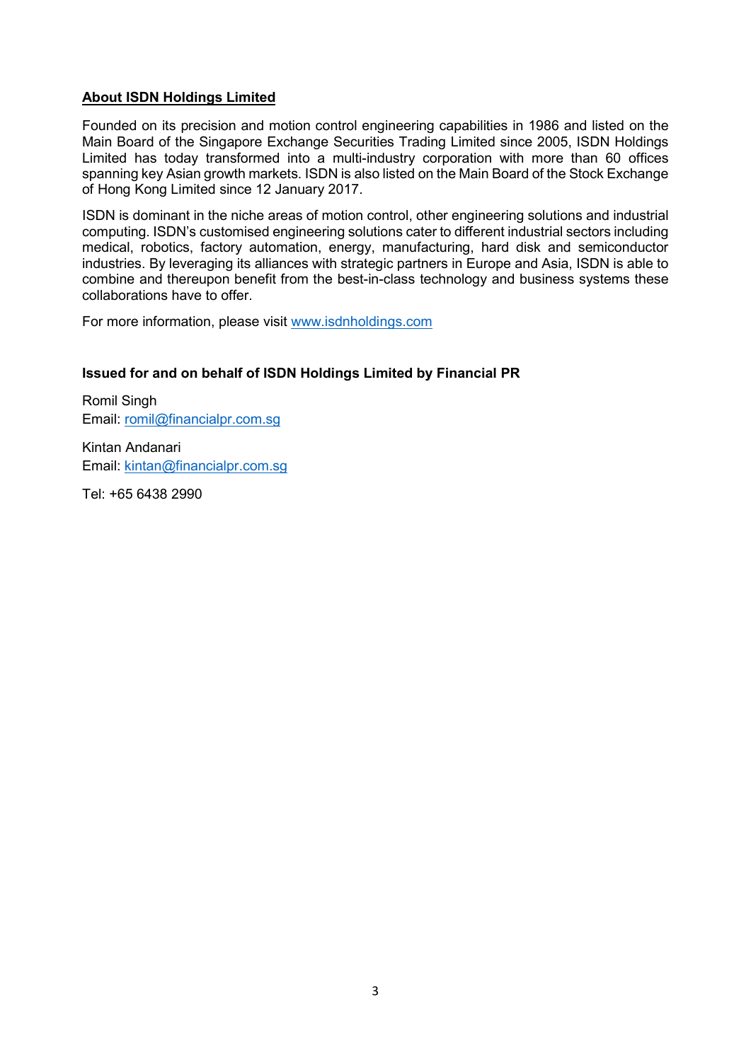**About ISDN Holdings Limited**

Founded on its precision and motion control engineering capabilities in 1986 and listed on the Main Board of the Singapore Exchange Securities Trading Limited since 2005, ISDN Holdings Limited has today transformed into a multi-industry corporation with more than 60 offices spanning key Asian growth markets. ISDN is also listed on the Main Board of the Stock Exchange of Hong Kong Limited since 12 January 2017.

ISDN is dominant in the niche areas of motion control, other engineering solutions and industrial computing. ISDN's customised engineering solutions cater to different industrial sectors including medical, robotics, factory automation, energy, manufacturing, hard disk and semiconductor industries. By leveraging its alliances with strategic partners in Europe and Asia, ISDN is able to combine and thereupon benefit from the best-in-class technology and business systems these collaborations have to offer.

For more information, please visit www.isdnholdings.com

**Issued for and on behalf of ISDN Holdings Limited by Financial PR**

Romil Singh
Email: romil@financialpr.com.sg

Kintan Andanari
Email: kintan@financialpr.com.sg

Tel: +65 6438 2990